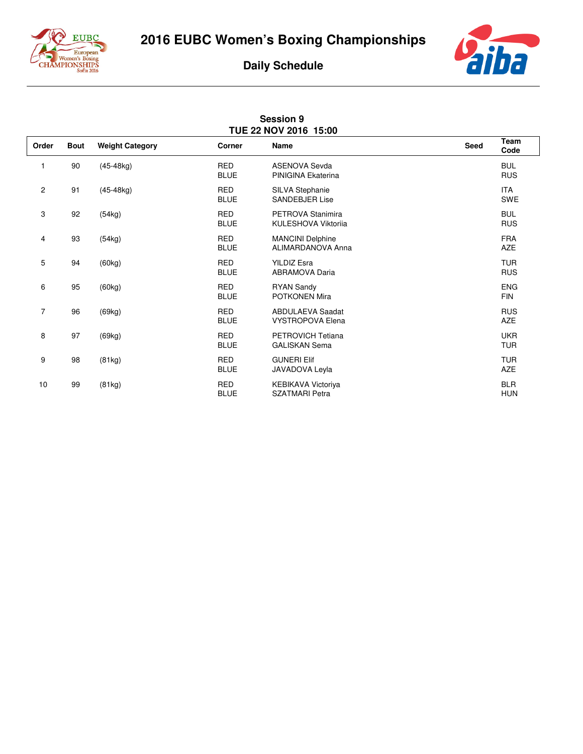# 2016 EUBC Women's Boxing Championships

## Daily Schedule

### Session 9
### TUE 22 NOV 2016 15:00

| Order | Bout | Weight Category | Corner | Name | Seed | Team Code |
|---|---|---|---|---|---|---|
| 1 | 90 | (45-48kg) | RED | ASENOVA Sevda | | BUL |
| | | | BLUE | PINIGINA Ekaterina | | RUS |
| 2 | 91 | (45-48kg) | RED | SILVA Stephanie | | ITA |
| | | | BLUE | SANDEBJER Lise | | SWE |
| 3 | 92 | (54kg) | RED | PETROVA Stanimira | | BUL |
| | | | BLUE | KULESHOVA Viktoriia | | RUS |
| 4 | 93 | (54kg) | RED | MANCINI Delphine | | FRA |
| | | | BLUE | ALIMARDANOVA Anna | | AZE |
| 5 | 94 | (60kg) | RED | YILDIZ Esra | | TUR |
| | | | BLUE | ABRAMOVA Daria | | RUS |
| 6 | 95 | (60kg) | RED | RYAN Sandy | | ENG |
| | | | BLUE | POTKONEN Mira | | FIN |
| 7 | 96 | (69kg) | RED | ABDULAEVA Saadat | | RUS |
| | | | BLUE | VYSTROPOVA Elena | | AZE |
| 8 | 97 | (69kg) | RED | PETROVICH Tetiana | | UKR |
| | | | BLUE | GALISKAN Sema | | TUR |
| 9 | 98 | (81kg) | RED | GUNERI Elif | | TUR |
| | | | BLUE | JAVADOVA Leyla | | AZE |
| 10 | 99 | (81kg) | RED | KEBIKAVA Victoriya | | BLR |
| | | | BLUE | SZATMARI Petra | | HUN |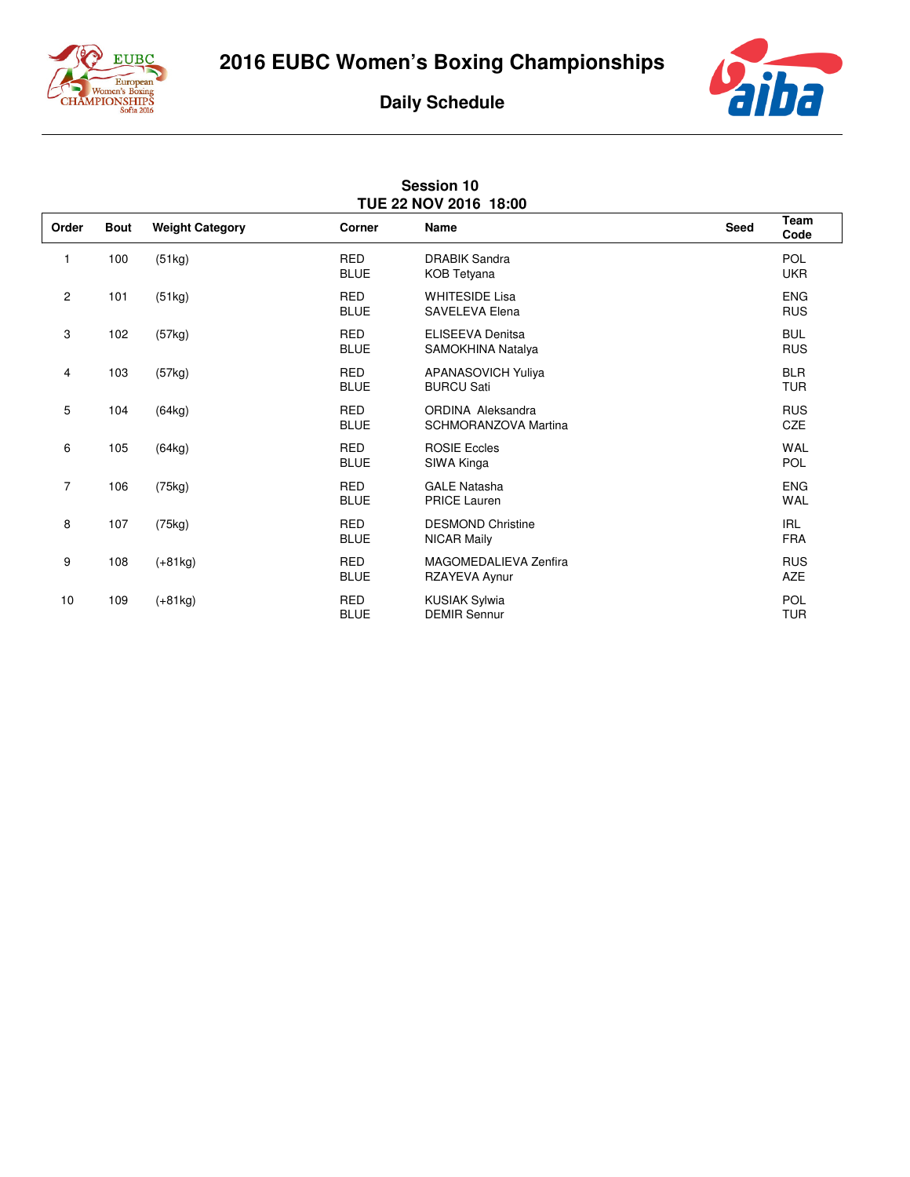# 2016 EUBC Women's Boxing Championships

## Daily Schedule

### Session 10
### TUE 22 NOV 2016 18:00

| Order | Bout | Weight Category | Corner | Name | Seed | Team Code |
|---|---|---|---|---|---|---|
| 1 | 100 | (51kg) | RED | DRABIK Sandra | | POL |
| | | | BLUE | KOB Tetyana | | UKR |
| 2 | 101 | (51kg) | RED | WHITESIDE Lisa | | ENG |
| | | | BLUE | SAVELEVA Elena | | RUS |
| 3 | 102 | (57kg) | RED | ELISEEVA Denitsa | | BUL |
| | | | BLUE | SAMOKHINA Natalya | | RUS |
| 4 | 103 | (57kg) | RED | APANASOVICH Yuliya | | BLR |
| | | | BLUE | BURCU Sati | | TUR |
| 5 | 104 | (64kg) | RED | ORDINA Aleksandra | | RUS |
| | | | BLUE | SCHMORANZOVA Martina | | CZE |
| 6 | 105 | (64kg) | RED | ROSIE Eccles | | WAL |
| | | | BLUE | SIWA Kinga | | POL |
| 7 | 106 | (75kg) | RED | GALE Natasha | | ENG |
| | | | BLUE | PRICE Lauren | | WAL |
| 8 | 107 | (75kg) | RED | DESMOND Christine | | IRL |
| | | | BLUE | NICAR Maily | | FRA |
| 9 | 108 | (+81kg) | RED | MAGOMEDALIEVA Zenfira | | RUS |
| | | | BLUE | RZAYEVA Aynur | | AZE |
| 10 | 109 | (+81kg) | RED | KUSIAK Sylwia | | POL |
| | | | BLUE | DEMIR Sennur | | TUR |